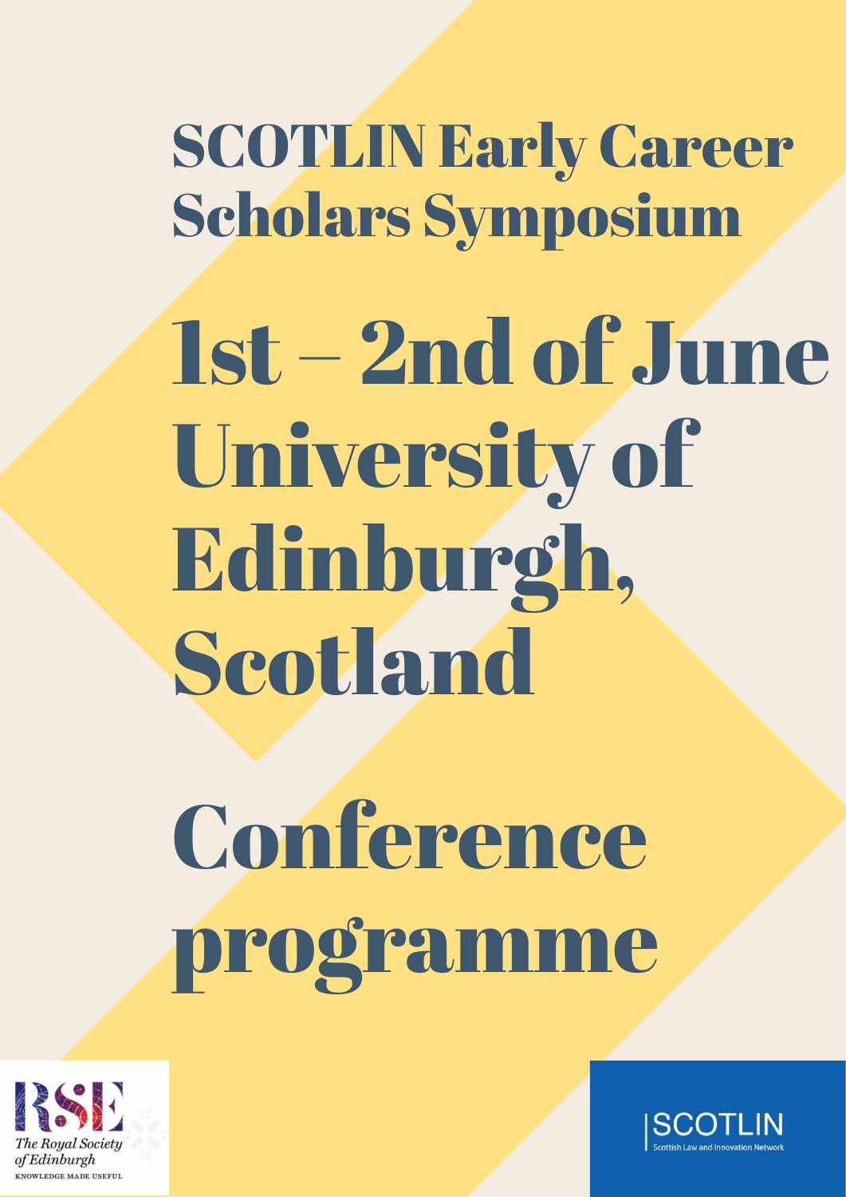# SCOTLIN Early Career Scholars Symposium

# 1st – 2nd of June University of Edinburgh, Scotland

# Conference programme

The Royal Society of Edinburgh
KNOWLEDGE MADE USEFUL

SCOTLIN
Scottish Law and Innovation Network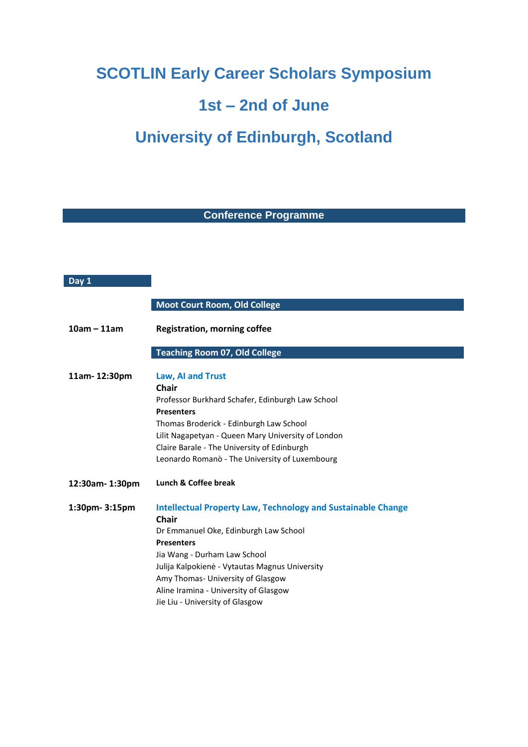# SCOTLIN Early Career Scholars Symposium

# 1st – 2nd of June

# University of Edinburgh, Scotland

## Conference Programme

### Day 1

**Moot Court Room, Old College**

**10am – 11am** — **Registration, morning coffee**

**Teaching Room 07, Old College**

**11am- 12:30pm** — **Law, AI and Trust**

**Chair**
Professor Burkhard Schafer, Edinburgh Law School

**Presenters**
Thomas Broderick - Edinburgh Law School
Lilit Nagapetyan - Queen Mary University of London
Claire Barale - The University of Edinburgh
Leonardo Romanò - The University of Luxembourg

**12:30am- 1:30pm** — **Lunch & Coffee break**

**1:30pm- 3:15pm** — **Intellectual Property Law, Technology and Sustainable Change**

**Chair**
Dr Emmanuel Oke, Edinburgh Law School

**Presenters**
Jia Wang - Durham Law School
Julija Kalpokienė - Vytautas Magnus University
Amy Thomas- University of Glasgow
Aline Iramina - University of Glasgow
Jie Liu - University of Glasgow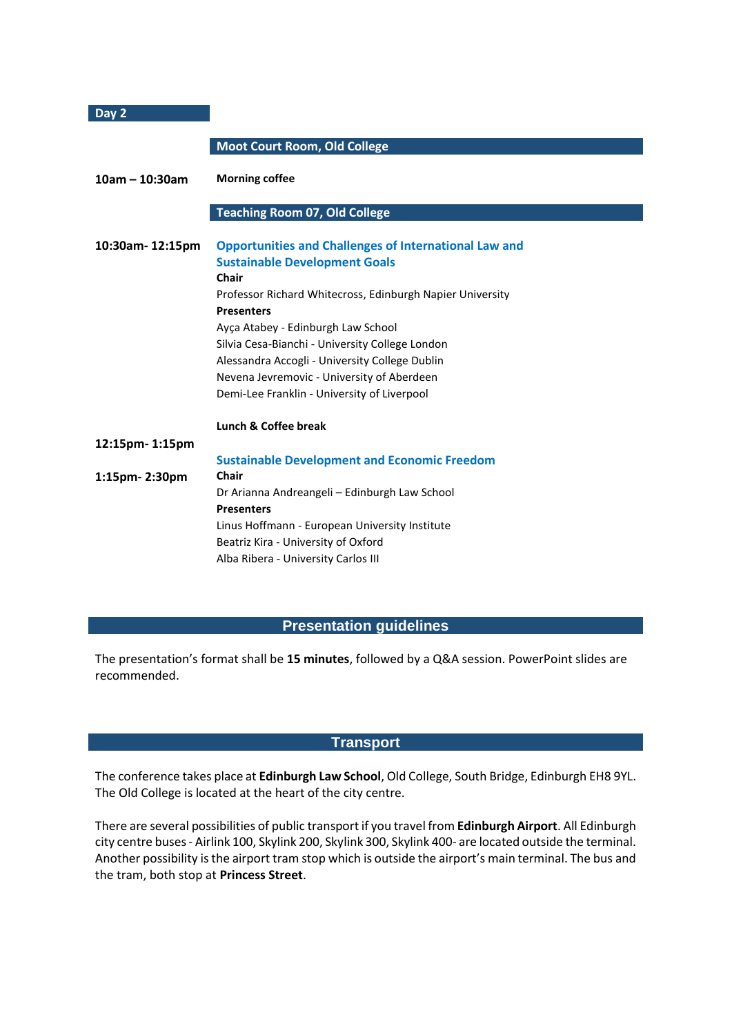## Day 2

### Moot Court Room, Old College

**10am – 10:30am** — **Morning coffee**

### Teaching Room 07, Old College

**10:30am- 12:15pm**

**Opportunities and Challenges of International Law and Sustainable Development Goals**

**Chair**

Professor Richard Whitecross, Edinburgh Napier University

**Presenters**

Ayça Atabey - Edinburgh Law School
Silvia Cesa-Bianchi - University College London
Alessandra Accogli - University College Dublin
Nevena Jevremovic - University of Aberdeen
Demi-Lee Franklin - University of Liverpool

**12:15pm- 1:15pm** — **Lunch & Coffee break**

**1:15pm- 2:30pm**

**Sustainable Development and Economic Freedom**

**Chair**

Dr Arianna Andreangeli – Edinburgh Law School

**Presenters**

Linus Hoffmann - European University Institute
Beatriz Kira - University of Oxford
Alba Ribera - University Carlos III

## Presentation guidelines

The presentation's format shall be **15 minutes**, followed by a Q&A session. PowerPoint slides are recommended.

## Transport

The conference takes place at **Edinburgh Law School**, Old College, South Bridge, Edinburgh EH8 9YL. The Old College is located at the heart of the city centre.

There are several possibilities of public transport if you travel from **Edinburgh Airport**. All Edinburgh city centre buses - Airlink 100, Skylink 200, Skylink 300, Skylink 400- are located outside the terminal. Another possibility is the airport tram stop which is outside the airport's main terminal. The bus and the tram, both stop at **Princess Street**.